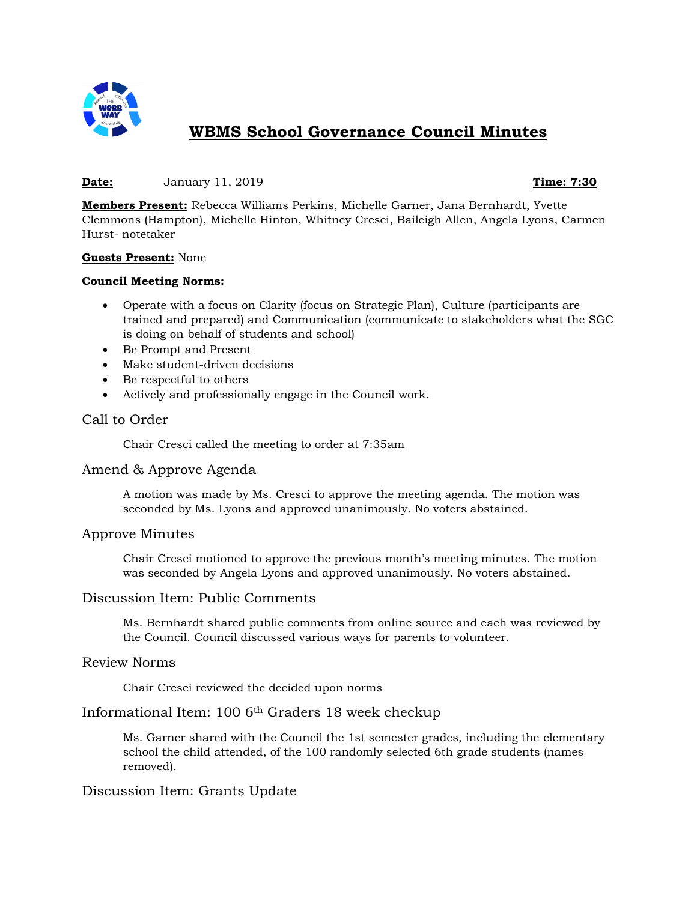# WBMS School Governance Council Minutes

**Date:** January 11, 2019 **Time: 7:30**

**Members Present:** Rebecca Williams Perkins, Michelle Garner, Jana Bernhardt, Yvette Clemmons (Hampton), Michelle Hinton, Whitney Cresci, Baileigh Allen, Angela Lyons, Carmen Hurst- notetaker

**Guests Present:** None

**Council Meeting Norms:**

- Operate with a focus on Clarity (focus on Strategic Plan), Culture (participants are trained and prepared) and Communication (communicate to stakeholders what the SGC is doing on behalf of students and school)
- Be Prompt and Present
- Make student-driven decisions
- Be respectful to others
- Actively and professionally engage in the Council work.

## Call to Order

Chair Cresci called the meeting to order at 7:35am

## Amend & Approve Agenda

A motion was made by Ms. Cresci to approve the meeting agenda. The motion was seconded by Ms. Lyons and approved unanimously. No voters abstained.

## Approve Minutes

Chair Cresci motioned to approve the previous month's meeting minutes. The motion was seconded by Angela Lyons and approved unanimously. No voters abstained.

## Discussion Item: Public Comments

Ms. Bernhardt shared public comments from online source and each was reviewed by the Council. Council discussed various ways for parents to volunteer.

## Review Norms

Chair Cresci reviewed the decided upon norms

## Informational Item: 100 6th Graders 18 week checkup

Ms. Garner shared with the Council the 1st semester grades, including the elementary school the child attended, of the 100 randomly selected 6th grade students (names removed).

## Discussion Item: Grants Update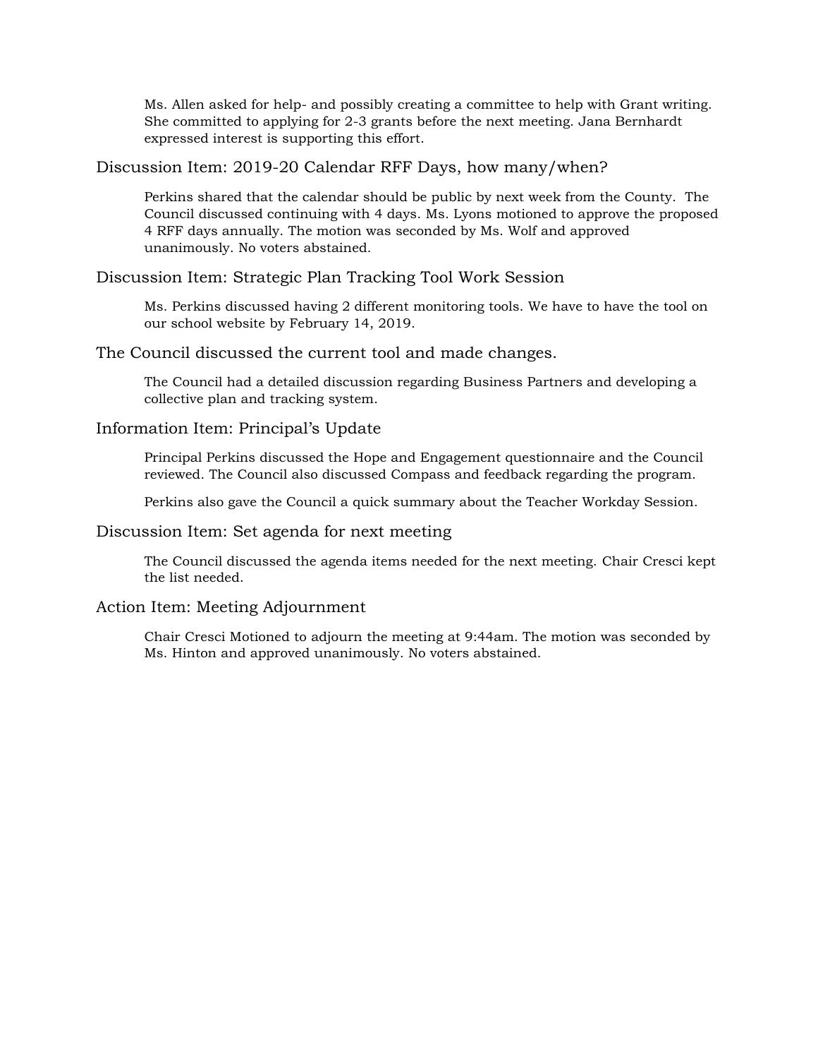Ms. Allen asked for help- and possibly creating a committee to help with Grant writing. She committed to applying for 2-3 grants before the next meeting. Jana Bernhardt expressed interest is supporting this effort.

## Discussion Item: 2019-20 Calendar RFF Days, how many/when?

Perkins shared that the calendar should be public by next week from the County. The Council discussed continuing with 4 days. Ms. Lyons motioned to approve the proposed 4 RFF days annually. The motion was seconded by Ms. Wolf and approved unanimously. No voters abstained.

## Discussion Item: Strategic Plan Tracking Tool Work Session

Ms. Perkins discussed having 2 different monitoring tools. We have to have the tool on our school website by February 14, 2019.

## The Council discussed the current tool and made changes.

The Council had a detailed discussion regarding Business Partners and developing a collective plan and tracking system.

## Information Item: Principal's Update

Principal Perkins discussed the Hope and Engagement questionnaire and the Council reviewed. The Council also discussed Compass and feedback regarding the program.

Perkins also gave the Council a quick summary about the Teacher Workday Session.

## Discussion Item: Set agenda for next meeting

The Council discussed the agenda items needed for the next meeting. Chair Cresci kept the list needed.

## Action Item: Meeting Adjournment

Chair Cresci Motioned to adjourn the meeting at 9:44am. The motion was seconded by Ms. Hinton and approved unanimously. No voters abstained.